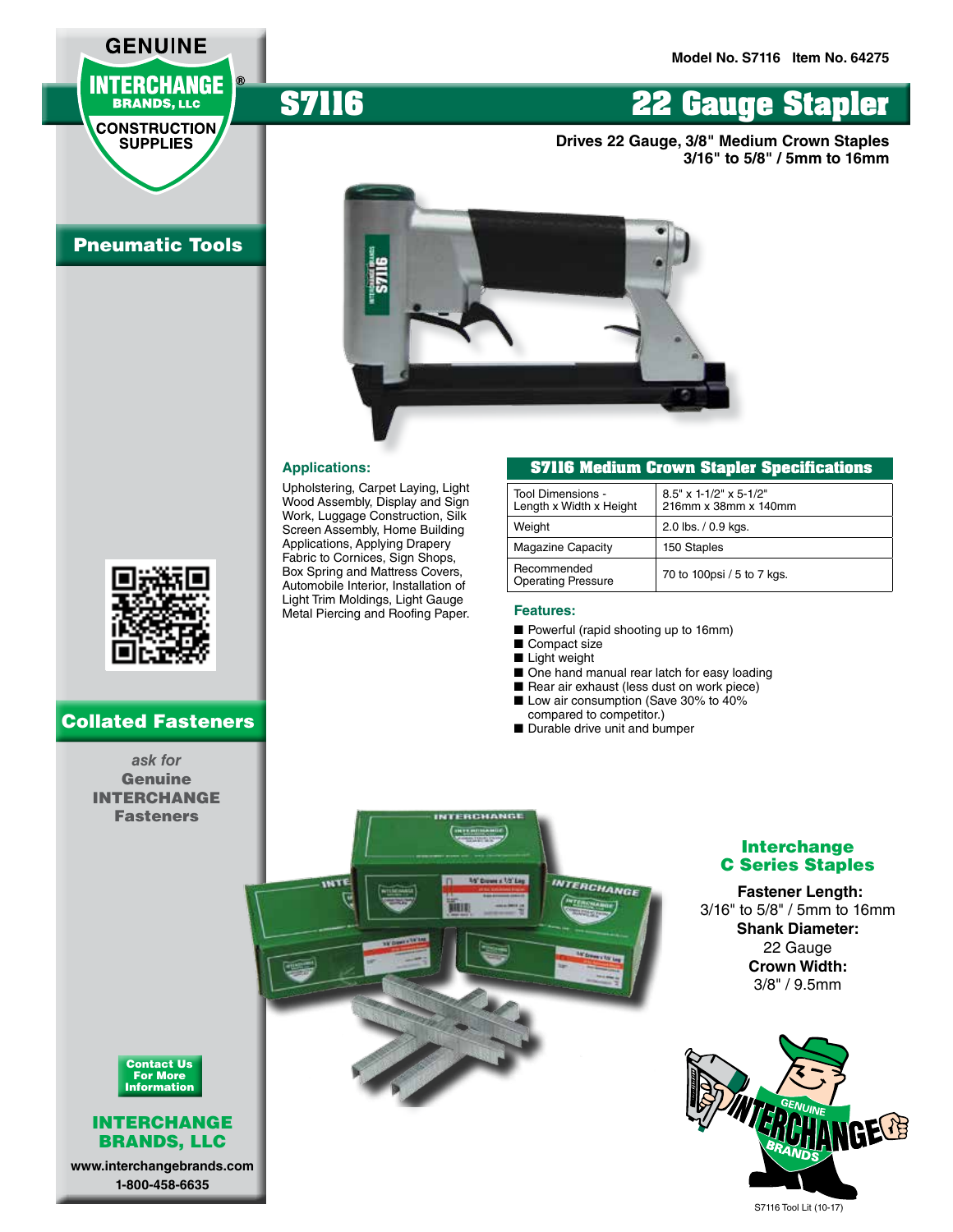Model No. S7116   Item No. 64275

# S7116 22 Gauge Stapler

**Drives 22 Gauge, 3/8" Medium Crown Staples 3/16" to 5/8" / 5mm to 16mm**

GENUINE INTERCHANGE BRANDS, LLC CONSTRUCTION SUPPLIES

## Pneumatic Tools

### Applications:

Upholstering, Carpet Laying, Light Wood Assembly, Display and Sign Work, Luggage Construction, Silk Screen Assembly, Home Building Applications, Applying Drapery Fabric to Cornices, Sign Shops, Box Spring and Mattress Covers, Automobile Interior, Installation of Light Trim Moldings, Light Gauge Metal Piercing and Roofing Paper.

### S7116 Medium Crown Stapler Specifications

| Specification | Value |
|---|---|
| Tool Dimensions - Length x Width x Height | 8.5" x 1-1/2" x 5-1/2" 216mm x 38mm x 140mm |
| Weight | 2.0 lbs. / 0.9 kgs. |
| Magazine Capacity | 150 Staples |
| Recommended Operating Pressure | 70 to 100psi / 5 to 7 kgs. |

### Features:

- Powerful (rapid shooting up to 16mm)
- Compact size
- Light weight
- One hand manual rear latch for easy loading
- Rear air exhaust (less dust on work piece)
- Low air consumption (Save 30% to 40% compared to competitor.)
- Durable drive unit and bumper

## Collated Fasteners

*ask for* **Genuine INTERCHANGE Fasteners**

### Interchange C Series Staples

**Fastener Length:**
3/16" to 5/8" / 5mm to 16mm

**Shank Diameter:**
22 Gauge

**Crown Width:**
3/8" / 9.5mm

**Contact Us For More Information**

**INTERCHANGE BRANDS, LLC**

www.interchangebrands.com

1-800-458-6635

S7116 Tool Lit (10-17)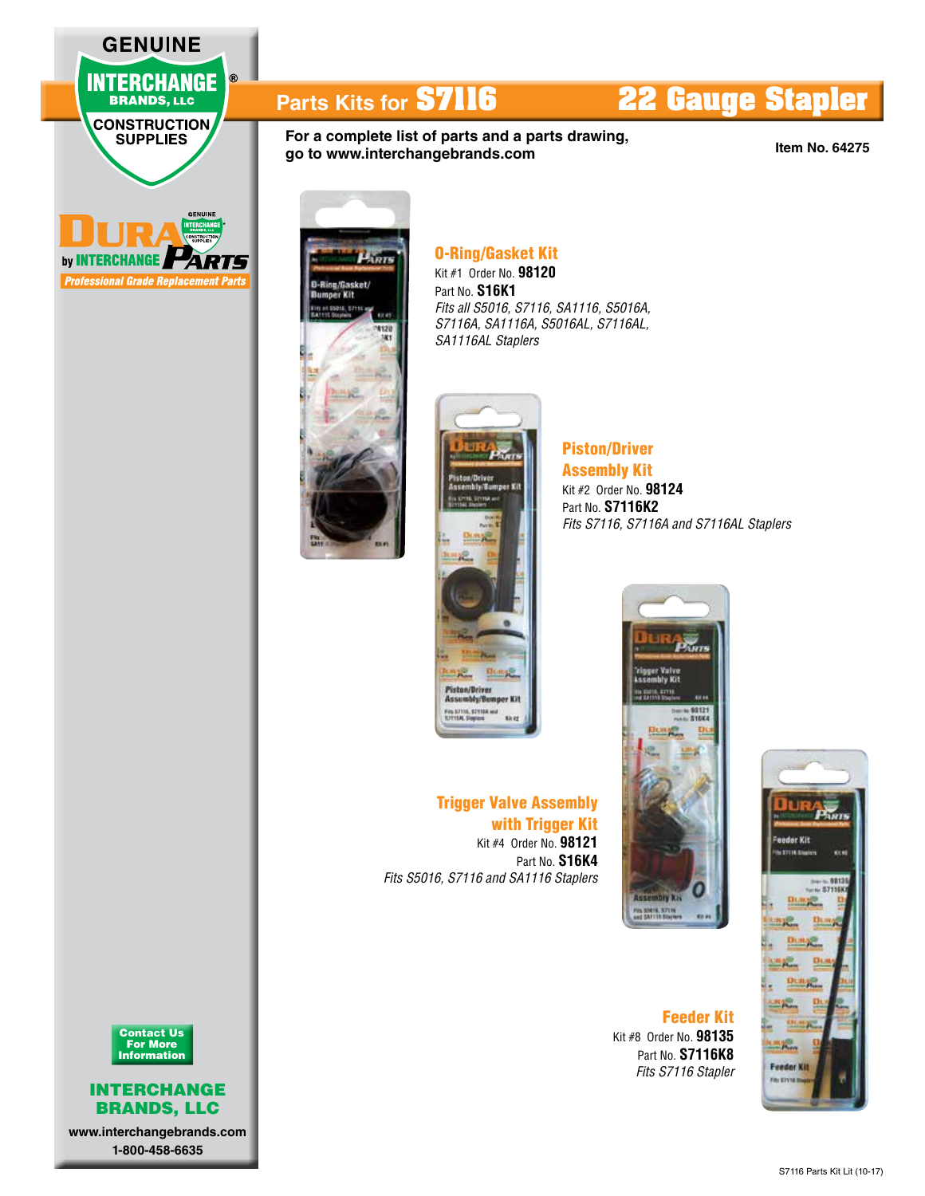GENUINE INTERCHANGE BRANDS, LLC CONSTRUCTION SUPPLIES

DURA PARTS by INTERCHANGE

*Professional Grade Replacement Parts*

# Parts Kits for S7116 22 Gauge Stapler

**For a complete list of parts and a parts drawing, go to www.interchangebrands.com**

**Item No. 64275**

## O-Ring/Gasket Kit

Kit #1 Order No. **98120**
Part No. **S16K1**
*Fits all S5016, S7116, SA1116, S5016A, S7116A, SA1116A, S5016AL, S7116AL, SA1116AL Staplers*

## Piston/Driver Assembly Kit

Kit #2 Order No. **98124**
Part No. **S7116K2**
*Fits S7116, S7116A and S7116AL Staplers*

## Trigger Valve Assembly with Trigger Kit

Kit #4 Order No. **98121**
Part No. **S16K4**
*Fits S5016, S7116 and SA1116 Staplers*

## Feeder Kit

Kit #8 Order No. **98135**
Part No. **S7116K8**
*Fits S7116 Stapler*

**Contact Us For More Information**

**INTERCHANGE BRANDS, LLC**
www.interchangebrands.com
1-800-458-6635

S7116 Parts Kit Lit (10-17)